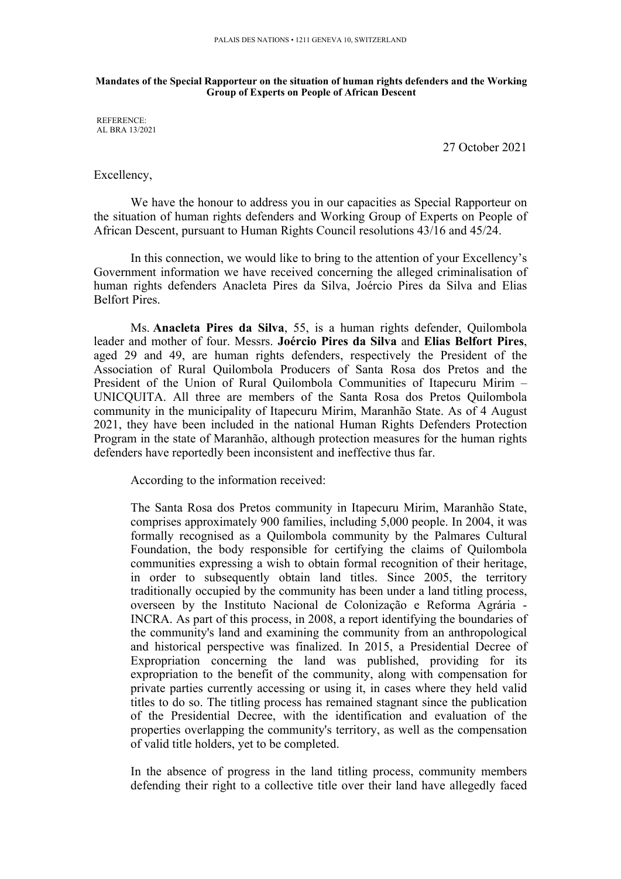**Mandates of the Special Rapporteur on the situation of human rights defenders and the Working Group of Experts on People of African Descent**

REFERENCE:
AL BRA 13/2021

27 October 2021

Excellency,

We have the honour to address you in our capacities as Special Rapporteur on the situation of human rights defenders and Working Group of Experts on People of African Descent, pursuant to Human Rights Council resolutions 43/16 and 45/24.

In this connection, we would like to bring to the attention of your Excellency's Government information we have received concerning the alleged criminalisation of human rights defenders Anacleta Pires da Silva, Joércio Pires da Silva and Elias Belfort Pires.

Ms. **Anacleta Pires da Silva**, 55, is a human rights defender, Quilombola leader and mother of four. Messrs. **Joércio Pires da Silva** and **Elias Belfort Pires**, aged 29 and 49, are human rights defenders, respectively the President of the Association of Rural Quilombola Producers of Santa Rosa dos Pretos and the President of the Union of Rural Quilombola Communities of Itapecuru Mirim – UNICQUITA. All three are members of the Santa Rosa dos Pretos Quilombola community in the municipality of Itapecuru Mirim, Maranhão State. As of 4 August 2021, they have been included in the national Human Rights Defenders Protection Program in the state of Maranhão, although protection measures for the human rights defenders have reportedly been inconsistent and ineffective thus far.

According to the information received:

> The Santa Rosa dos Pretos community in Itapecuru Mirim, Maranhão State, comprises approximately 900 families, including 5,000 people. In 2004, it was formally recognised as a Quilombola community by the Palmares Cultural Foundation, the body responsible for certifying the claims of Quilombola communities expressing a wish to obtain formal recognition of their heritage, in order to subsequently obtain land titles. Since 2005, the territory traditionally occupied by the community has been under a land titling process, overseen by the Instituto Nacional de Colonização e Reforma Agrária - INCRA. As part of this process, in 2008, a report identifying the boundaries of the community's land and examining the community from an anthropological and historical perspective was finalized. In 2015, a Presidential Decree of Expropriation concerning the land was published, providing for its expropriation to the benefit of the community, along with compensation for private parties currently accessing or using it, in cases where they held valid titles to do so. The titling process has remained stagnant since the publication of the Presidential Decree, with the identification and evaluation of the properties overlapping the community's territory, as well as the compensation of valid title holders, yet to be completed.
>
> In the absence of progress in the land titling process, community members defending their right to a collective title over their land have allegedly faced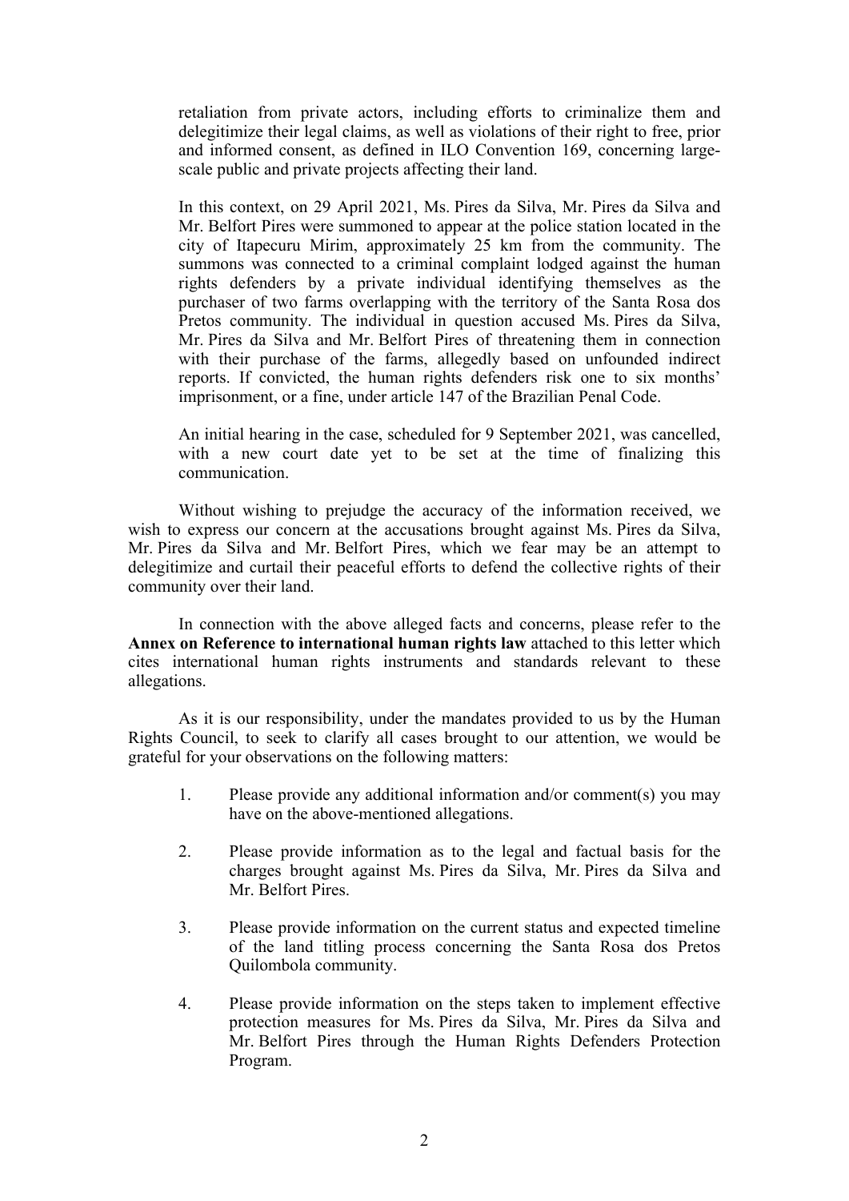retaliation from private actors, including efforts to criminalize them and delegitimize their legal claims, as well as violations of their right to free, prior and informed consent, as defined in ILO Convention 169, concerning large-scale public and private projects affecting their land.

In this context, on 29 April 2021, Ms. Pires da Silva, Mr. Pires da Silva and Mr. Belfort Pires were summoned to appear at the police station located in the city of Itapecuru Mirim, approximately 25 km from the community. The summons was connected to a criminal complaint lodged against the human rights defenders by a private individual identifying themselves as the purchaser of two farms overlapping with the territory of the Santa Rosa dos Pretos community. The individual in question accused Ms. Pires da Silva, Mr. Pires da Silva and Mr. Belfort Pires of threatening them in connection with their purchase of the farms, allegedly based on unfounded indirect reports. If convicted, the human rights defenders risk one to six months' imprisonment, or a fine, under article 147 of the Brazilian Penal Code.

An initial hearing in the case, scheduled for 9 September 2021, was cancelled, with a new court date yet to be set at the time of finalizing this communication.

Without wishing to prejudge the accuracy of the information received, we wish to express our concern at the accusations brought against Ms. Pires da Silva, Mr. Pires da Silva and Mr. Belfort Pires, which we fear may be an attempt to delegitimize and curtail their peaceful efforts to defend the collective rights of their community over their land.

In connection with the above alleged facts and concerns, please refer to the **Annex on Reference to international human rights law** attached to this letter which cites international human rights instruments and standards relevant to these allegations.

As it is our responsibility, under the mandates provided to us by the Human Rights Council, to seek to clarify all cases brought to our attention, we would be grateful for your observations on the following matters:

1. Please provide any additional information and/or comment(s) you may have on the above-mentioned allegations.

2. Please provide information as to the legal and factual basis for the charges brought against Ms. Pires da Silva, Mr. Pires da Silva and Mr. Belfort Pires.

3. Please provide information on the current status and expected timeline of the land titling process concerning the Santa Rosa dos Pretos Quilombola community.

4. Please provide information on the steps taken to implement effective protection measures for Ms. Pires da Silva, Mr. Pires da Silva and Mr. Belfort Pires through the Human Rights Defenders Protection Program.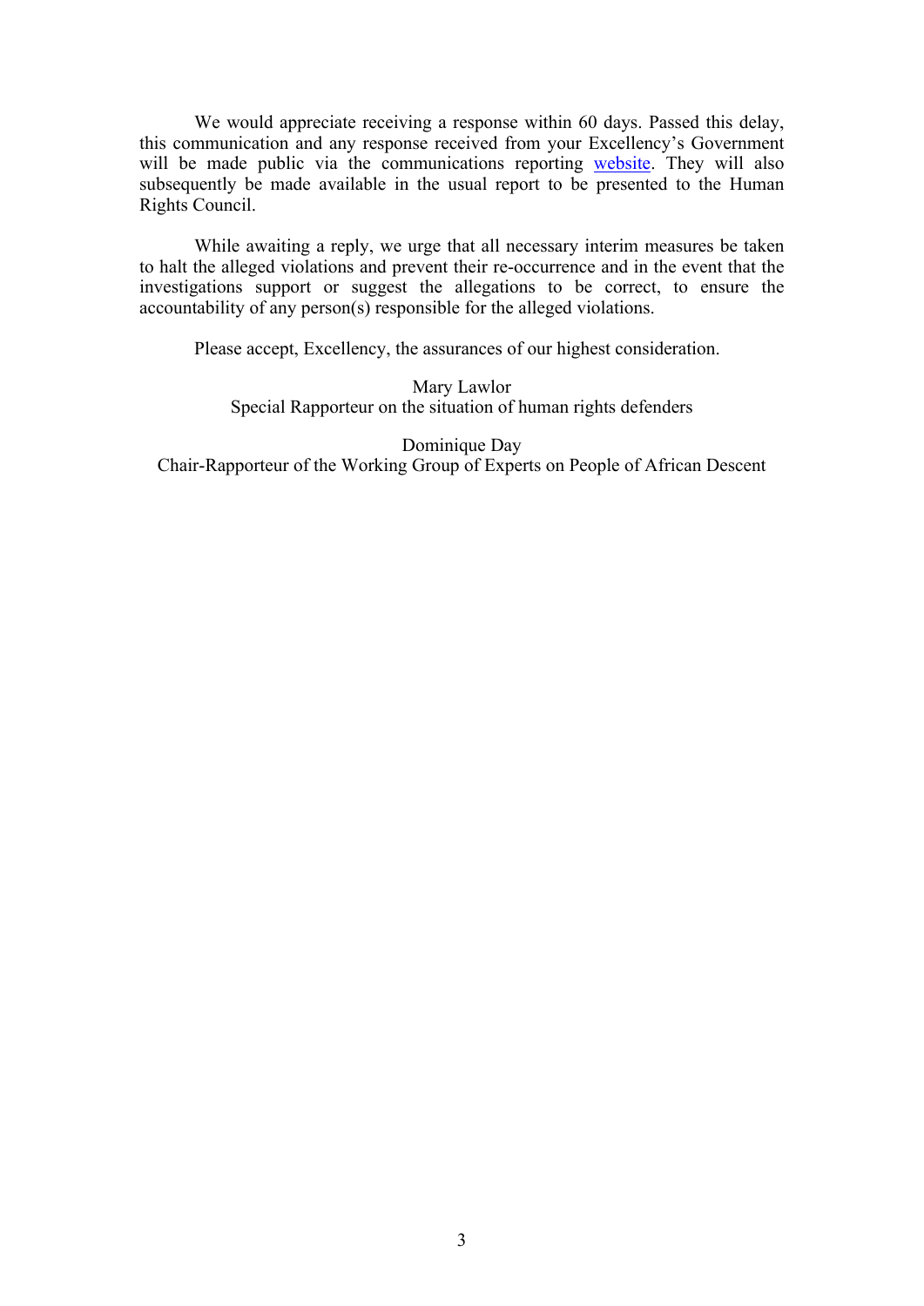We would appreciate receiving a response within 60 days. Passed this delay, this communication and any response received from your Excellency's Government will be made public via the communications reporting website. They will also subsequently be made available in the usual report to be presented to the Human Rights Council.

While awaiting a reply, we urge that all necessary interim measures be taken to halt the alleged violations and prevent their re-occurrence and in the event that the investigations support or suggest the allegations to be correct, to ensure the accountability of any person(s) responsible for the alleged violations.

Please accept, Excellency, the assurances of our highest consideration.

Mary Lawlor
Special Rapporteur on the situation of human rights defenders

Dominique Day
Chair-Rapporteur of the Working Group of Experts on People of African Descent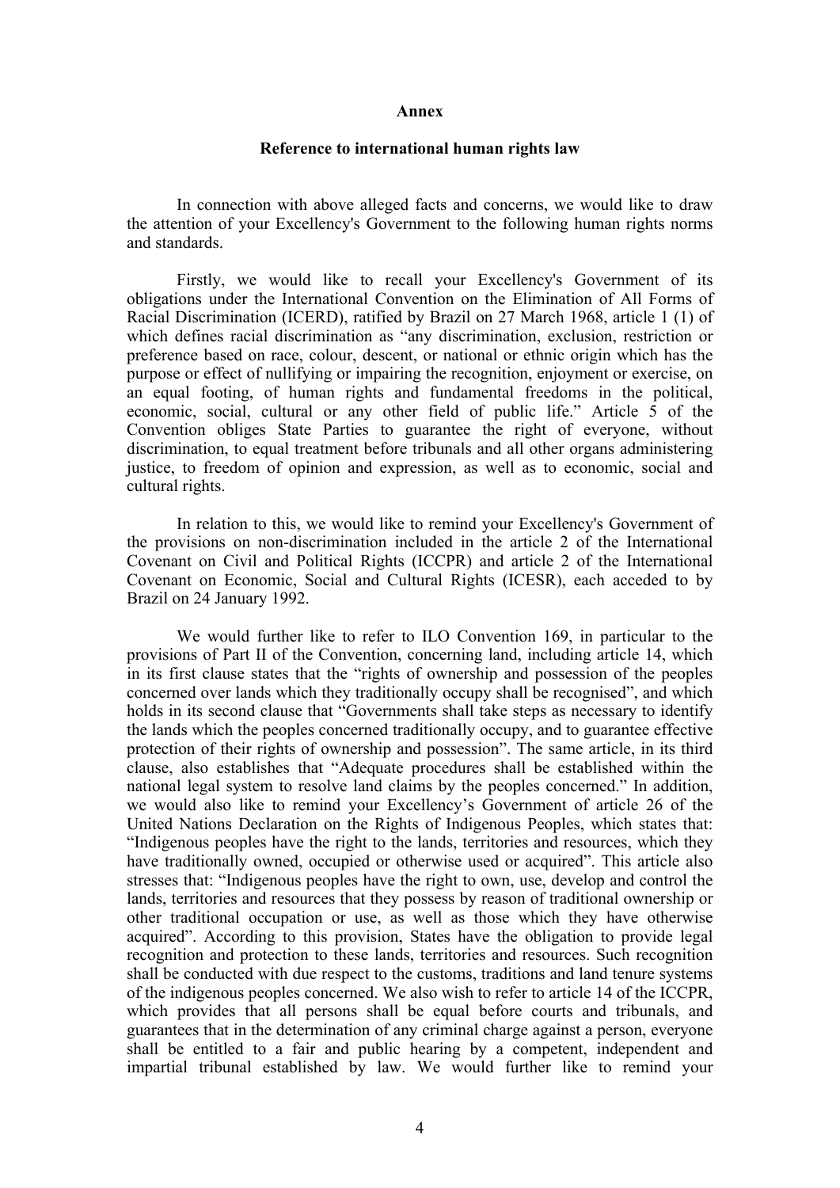**Annex**

**Reference to international human rights law**

In connection with above alleged facts and concerns, we would like to draw the attention of your Excellency's Government to the following human rights norms and standards.

Firstly, we would like to recall your Excellency's Government of its obligations under the International Convention on the Elimination of All Forms of Racial Discrimination (ICERD), ratified by Brazil on 27 March 1968, article 1 (1) of which defines racial discrimination as "any discrimination, exclusion, restriction or preference based on race, colour, descent, or national or ethnic origin which has the purpose or effect of nullifying or impairing the recognition, enjoyment or exercise, on an equal footing, of human rights and fundamental freedoms in the political, economic, social, cultural or any other field of public life." Article 5 of the Convention obliges State Parties to guarantee the right of everyone, without discrimination, to equal treatment before tribunals and all other organs administering justice, to freedom of opinion and expression, as well as to economic, social and cultural rights.

In relation to this, we would like to remind your Excellency's Government of the provisions on non-discrimination included in the article 2 of the International Covenant on Civil and Political Rights (ICCPR) and article 2 of the International Covenant on Economic, Social and Cultural Rights (ICESR), each acceded to by Brazil on 24 January 1992.

We would further like to refer to ILO Convention 169, in particular to the provisions of Part II of the Convention, concerning land, including article 14, which in its first clause states that the "rights of ownership and possession of the peoples concerned over lands which they traditionally occupy shall be recognised", and which holds in its second clause that "Governments shall take steps as necessary to identify the lands which the peoples concerned traditionally occupy, and to guarantee effective protection of their rights of ownership and possession". The same article, in its third clause, also establishes that "Adequate procedures shall be established within the national legal system to resolve land claims by the peoples concerned." In addition, we would also like to remind your Excellency's Government of article 26 of the United Nations Declaration on the Rights of Indigenous Peoples, which states that: "Indigenous peoples have the right to the lands, territories and resources, which they have traditionally owned, occupied or otherwise used or acquired". This article also stresses that: "Indigenous peoples have the right to own, use, develop and control the lands, territories and resources that they possess by reason of traditional ownership or other traditional occupation or use, as well as those which they have otherwise acquired". According to this provision, States have the obligation to provide legal recognition and protection to these lands, territories and resources. Such recognition shall be conducted with due respect to the customs, traditions and land tenure systems of the indigenous peoples concerned. We also wish to refer to article 14 of the ICCPR, which provides that all persons shall be equal before courts and tribunals, and guarantees that in the determination of any criminal charge against a person, everyone shall be entitled to a fair and public hearing by a competent, independent and impartial tribunal established by law. We would further like to remind your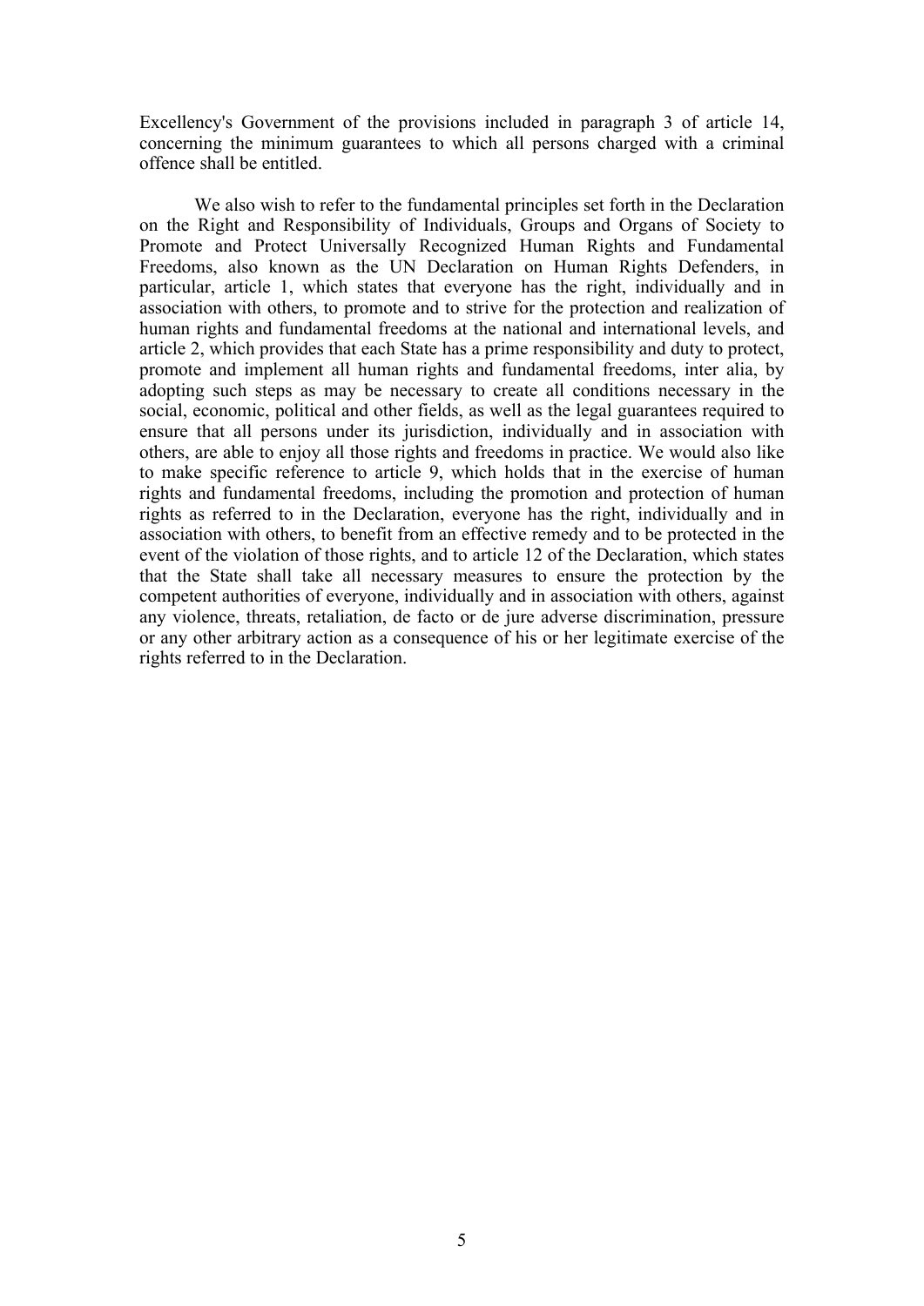Excellency's Government of the provisions included in paragraph 3 of article 14, concerning the minimum guarantees to which all persons charged with a criminal offence shall be entitled.

We also wish to refer to the fundamental principles set forth in the Declaration on the Right and Responsibility of Individuals, Groups and Organs of Society to Promote and Protect Universally Recognized Human Rights and Fundamental Freedoms, also known as the UN Declaration on Human Rights Defenders, in particular, article 1, which states that everyone has the right, individually and in association with others, to promote and to strive for the protection and realization of human rights and fundamental freedoms at the national and international levels, and article 2, which provides that each State has a prime responsibility and duty to protect, promote and implement all human rights and fundamental freedoms, inter alia, by adopting such steps as may be necessary to create all conditions necessary in the social, economic, political and other fields, as well as the legal guarantees required to ensure that all persons under its jurisdiction, individually and in association with others, are able to enjoy all those rights and freedoms in practice. We would also like to make specific reference to article 9, which holds that in the exercise of human rights and fundamental freedoms, including the promotion and protection of human rights as referred to in the Declaration, everyone has the right, individually and in association with others, to benefit from an effective remedy and to be protected in the event of the violation of those rights, and to article 12 of the Declaration, which states that the State shall take all necessary measures to ensure the protection by the competent authorities of everyone, individually and in association with others, against any violence, threats, retaliation, de facto or de jure adverse discrimination, pressure or any other arbitrary action as a consequence of his or her legitimate exercise of the rights referred to in the Declaration.